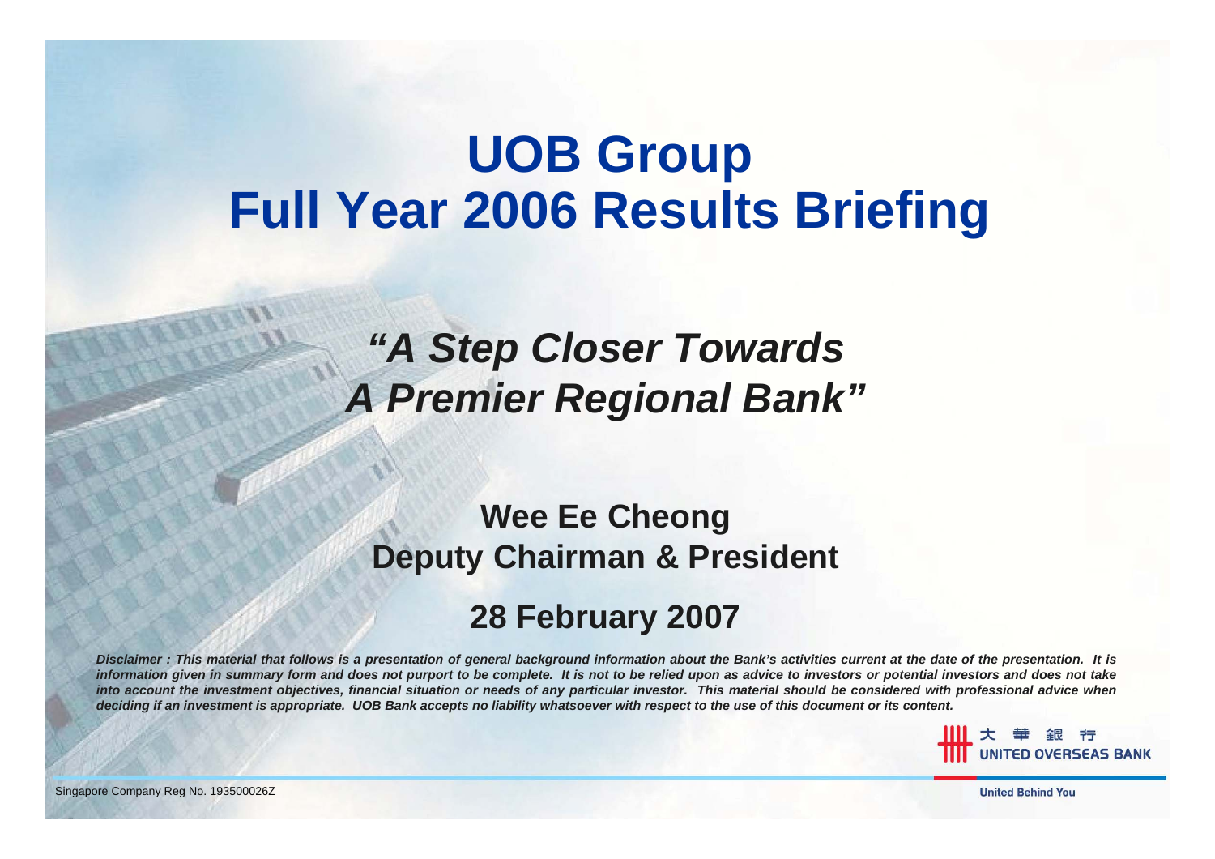# UOB Group
# Full Year 2006 Results Briefing

## *"A Step Closer Towards A Premier Regional Bank"*

**Wee Ee Cheong**
**Deputy Chairman & President**

**28 February 2007**

***Disclaimer : This material that follows is a presentation of general background information about the Bank's activities current at the date of the presentation. It is information given in summary form and does not purport to be complete. It is not to be relied upon as advice to investors or potential investors and does not take into account the investment objectives, financial situation or needs of any particular investor. This material should be considered with professional advice when deciding if an investment is appropriate. UOB Bank accepts no liability whatsoever with respect to the use of this document or its content.***

大華銀行 UNITED OVERSEAS BANK

Singapore Company Reg No. 193500026Z

United Behind You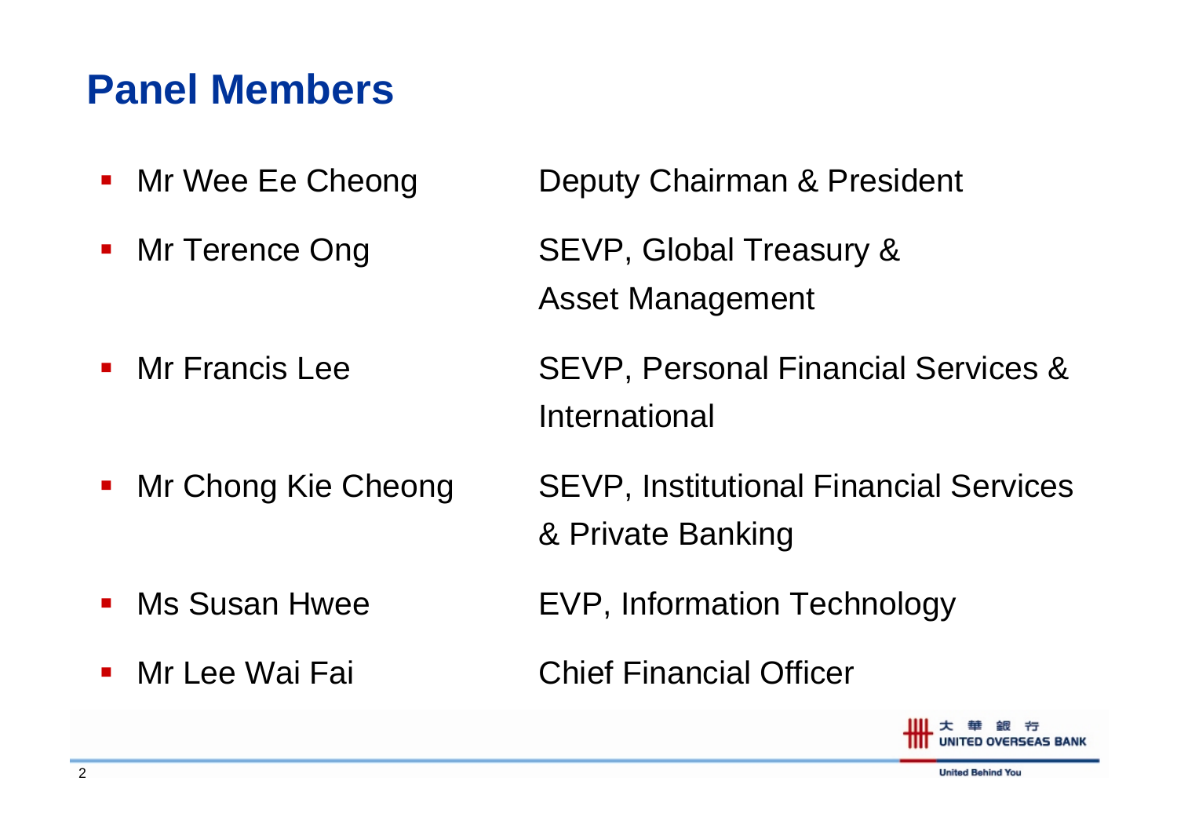# Panel Members

- Mr Wee Ee Cheong — Deputy Chairman & President
- Mr Terence Ong — SEVP, Global Treasury & Asset Management
- Mr Francis Lee — SEVP, Personal Financial Services & International
- Mr Chong Kie Cheong — SEVP, Institutional Financial Services & Private Banking
- Ms Susan Hwee — EVP, Information Technology
- Mr Lee Wai Fai — Chief Financial Officer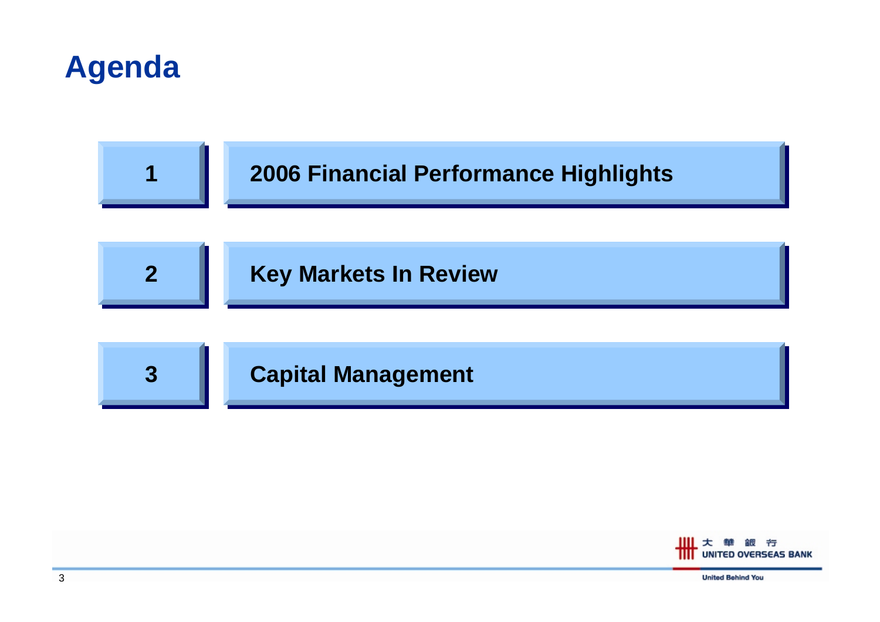# Agenda

1. 2006 Financial Performance Highlights
2. Key Markets In Review
3. Capital Management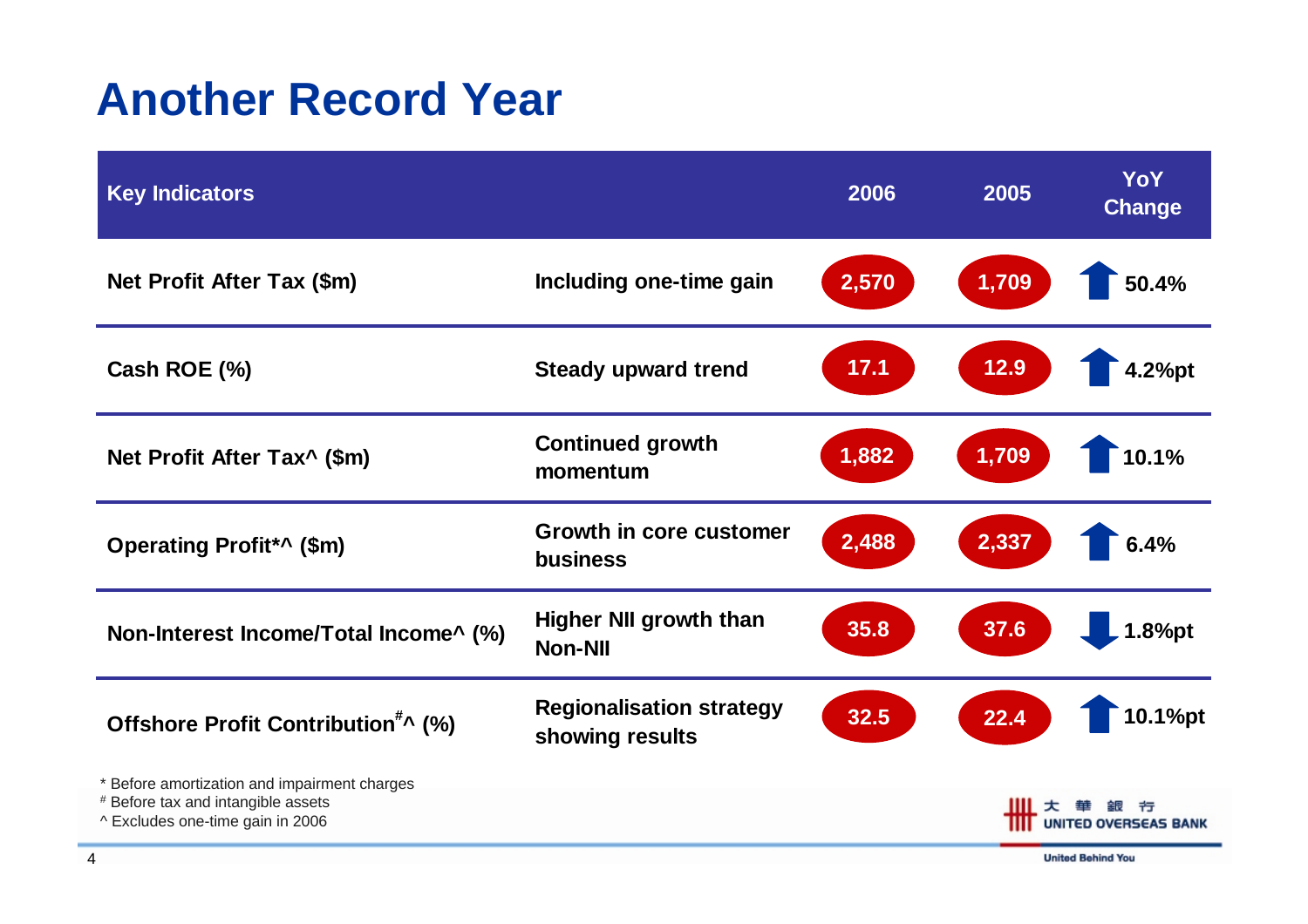# Another Record Year

| Key Indicators | | 2006 | 2005 | YoY Change |
|---|---|---|---|---|
| Net Profit After Tax ($m) | Including one-time gain | 2,570 | 1,709 | ↑ 50.4% |
| Cash ROE (%) | Steady upward trend | 17.1 | 12.9 | ↑ 4.2%pt |
| Net Profit After Tax^ ($m) | Continued growth momentum | 1,882 | 1,709 | ↑ 10.1% |
| Operating Profit*^ ($m) | Growth in core customer business | 2,488 | 2,337 | ↑ 6.4% |
| Non-Interest Income/Total Income^ (%) | Higher NII growth than Non-NII | 35.8 | 37.6 | ↓ 1.8%pt |
| Offshore Profit Contribution#^ (%) | Regionalisation strategy showing results | 32.5 | 22.4 | ↑ 10.1%pt |

\* Before amortization and impairment charges

\# Before tax and intangible assets

^ Excludes one-time gain in 2006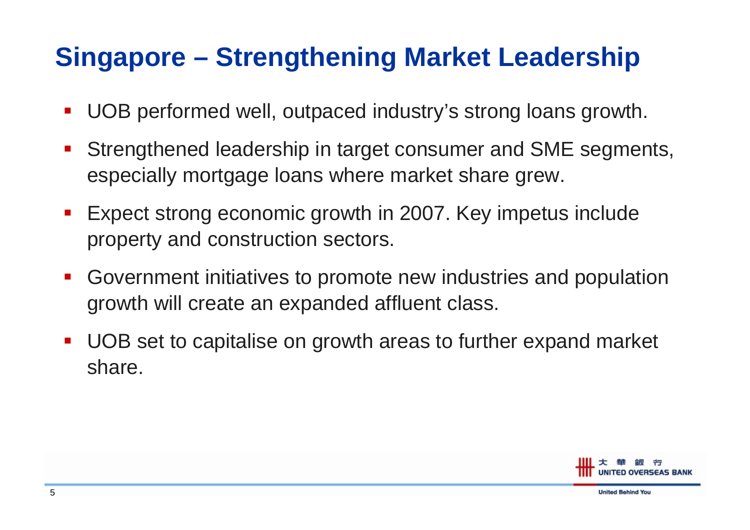# Singapore – Strengthening Market Leadership

- UOB performed well, outpaced industry's strong loans growth.
- Strengthened leadership in target consumer and SME segments, especially mortgage loans where market share grew.
- Expect strong economic growth in 2007. Key impetus include property and construction sectors.
- Government initiatives to promote new industries and population growth will create an expanded affluent class.
- UOB set to capitalise on growth areas to further expand market share.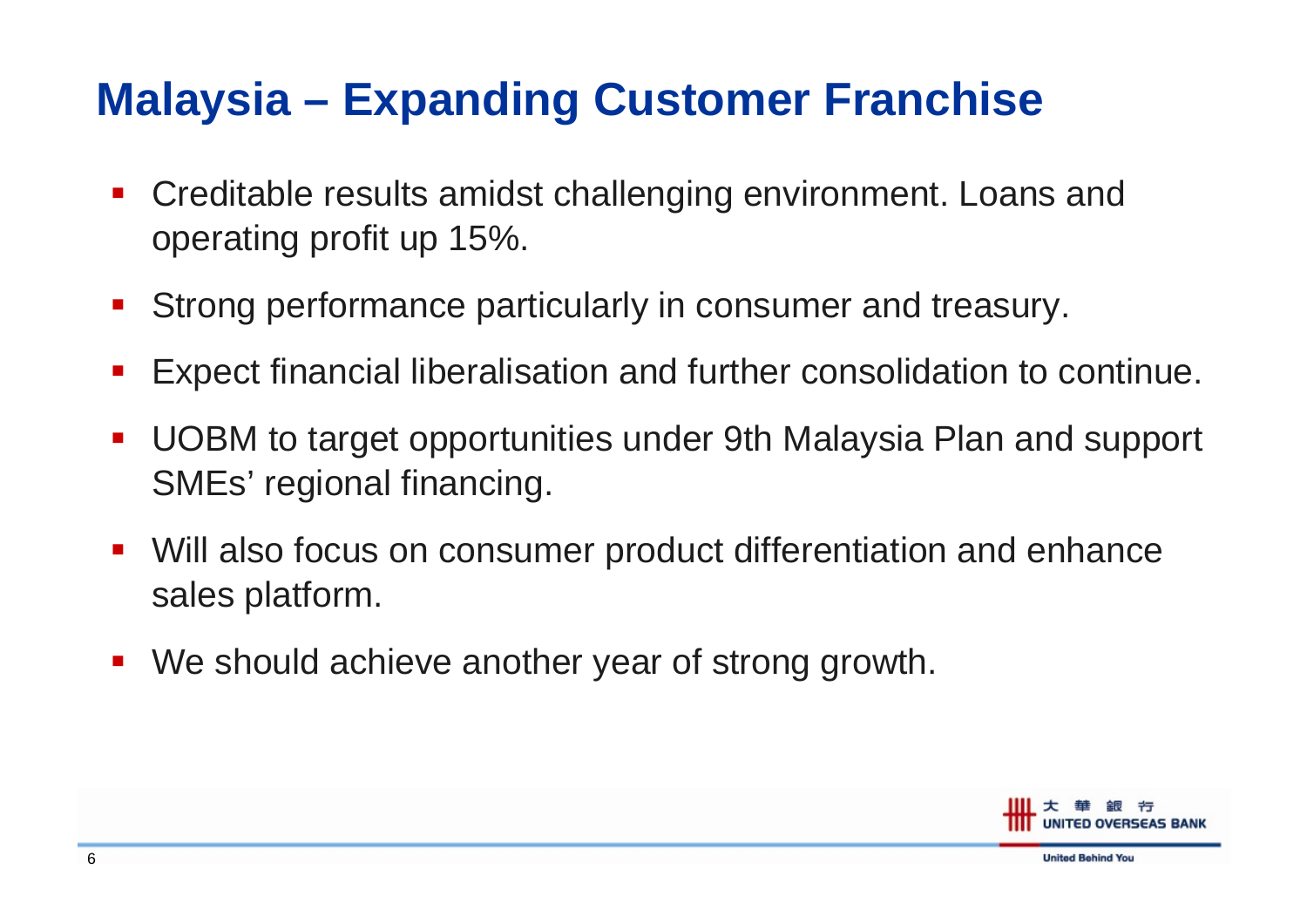# Malaysia – Expanding Customer Franchise

- Creditable results amidst challenging environment. Loans and operating profit up 15%.
- Strong performance particularly in consumer and treasury.
- Expect financial liberalisation and further consolidation to continue.
- UOBM to target opportunities under 9th Malaysia Plan and support SMEs' regional financing.
- Will also focus on consumer product differentiation and enhance sales platform.
- We should achieve another year of strong growth.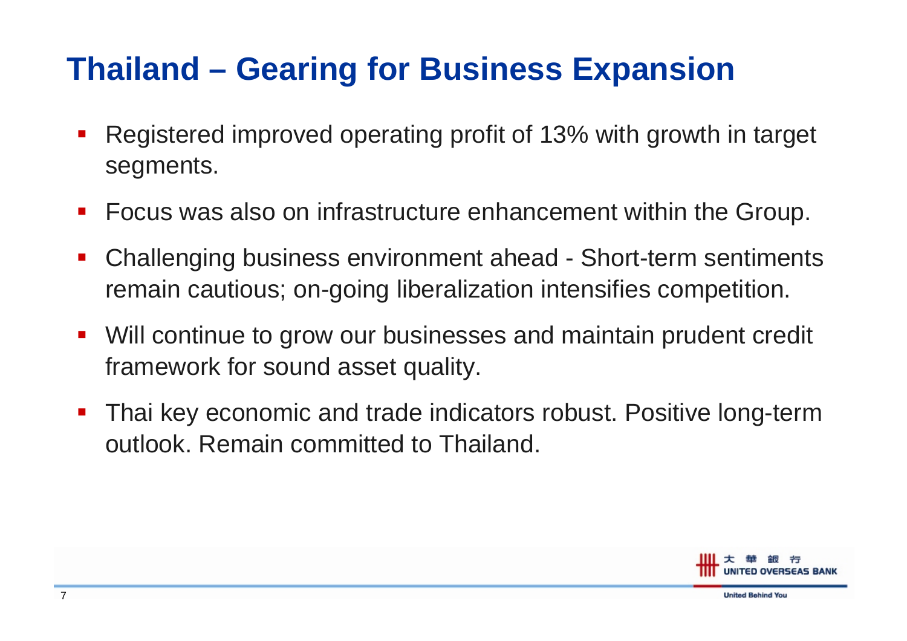# Thailand – Gearing for Business Expansion

- Registered improved operating profit of 13% with growth in target segments.
- Focus was also on infrastructure enhancement within the Group.
- Challenging business environment ahead - Short-term sentiments remain cautious; on-going liberalization intensifies competition.
- Will continue to grow our businesses and maintain prudent credit framework for sound asset quality.
- Thai key economic and trade indicators robust. Positive long-term outlook. Remain committed to Thailand.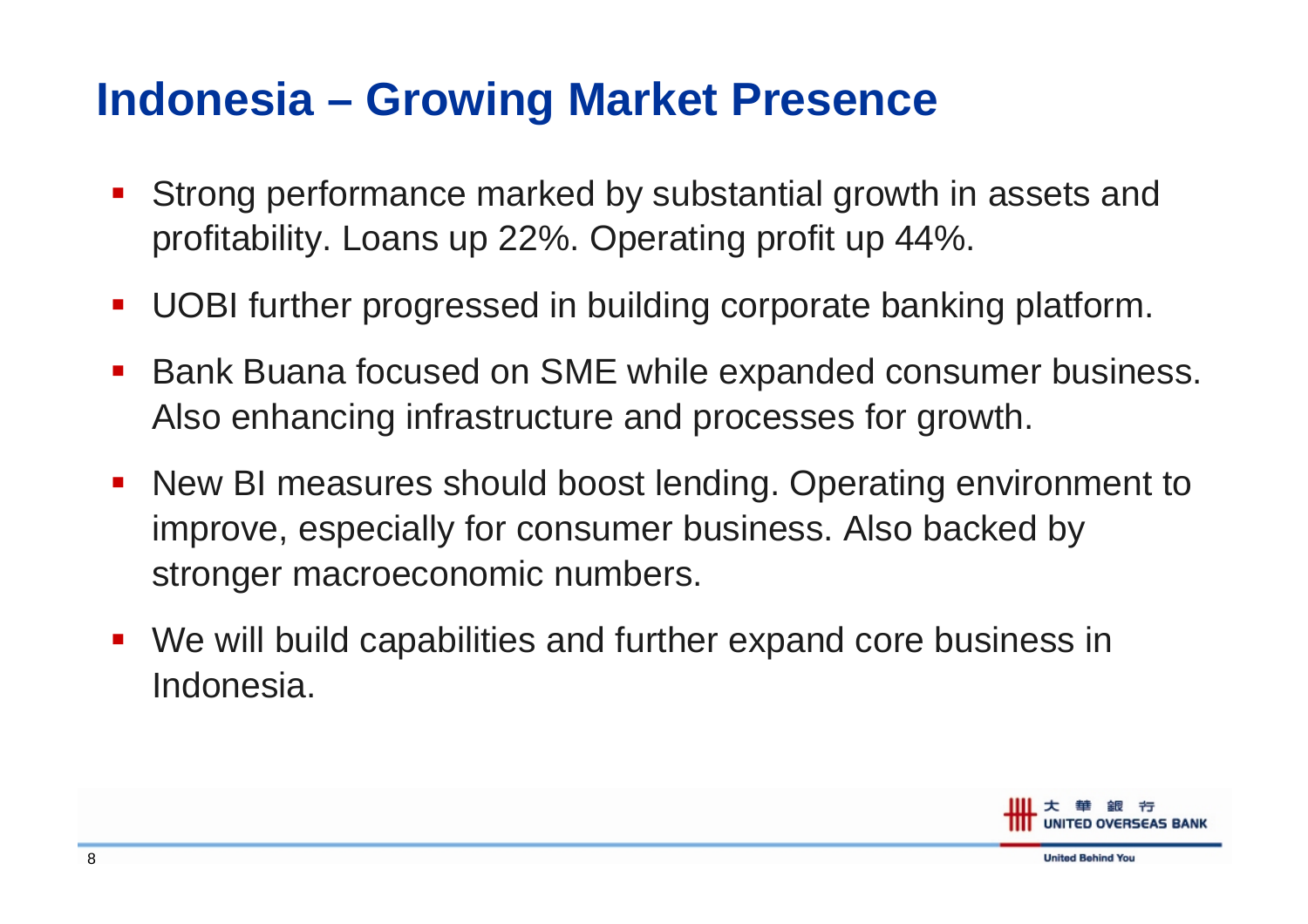# Indonesia – Growing Market Presence

- Strong performance marked by substantial growth in assets and profitability. Loans up 22%. Operating profit up 44%.
- UOBI further progressed in building corporate banking platform.
- Bank Buana focused on SME while expanded consumer business. Also enhancing infrastructure and processes for growth.
- New BI measures should boost lending. Operating environment to improve, especially for consumer business. Also backed by stronger macroeconomic numbers.
- We will build capabilities and further expand core business in Indonesia.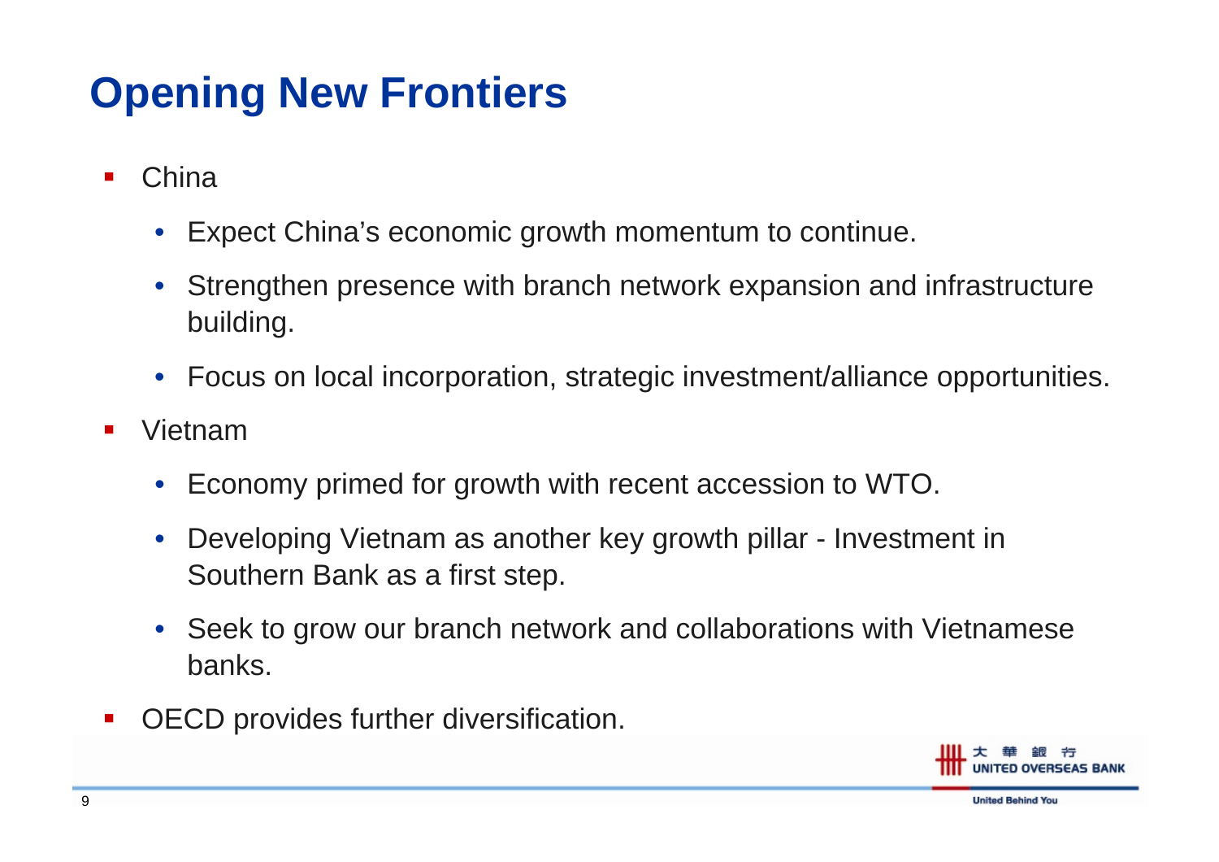# Opening New Frontiers

- China
  - Expect China's economic growth momentum to continue.
  - Strengthen presence with branch network expansion and infrastructure building.
  - Focus on local incorporation, strategic investment/alliance opportunities.
- Vietnam
  - Economy primed for growth with recent accession to WTO.
  - Developing Vietnam as another key growth pillar - Investment in Southern Bank as a first step.
  - Seek to grow our branch network and collaborations with Vietnamese banks.
- OECD provides further diversification.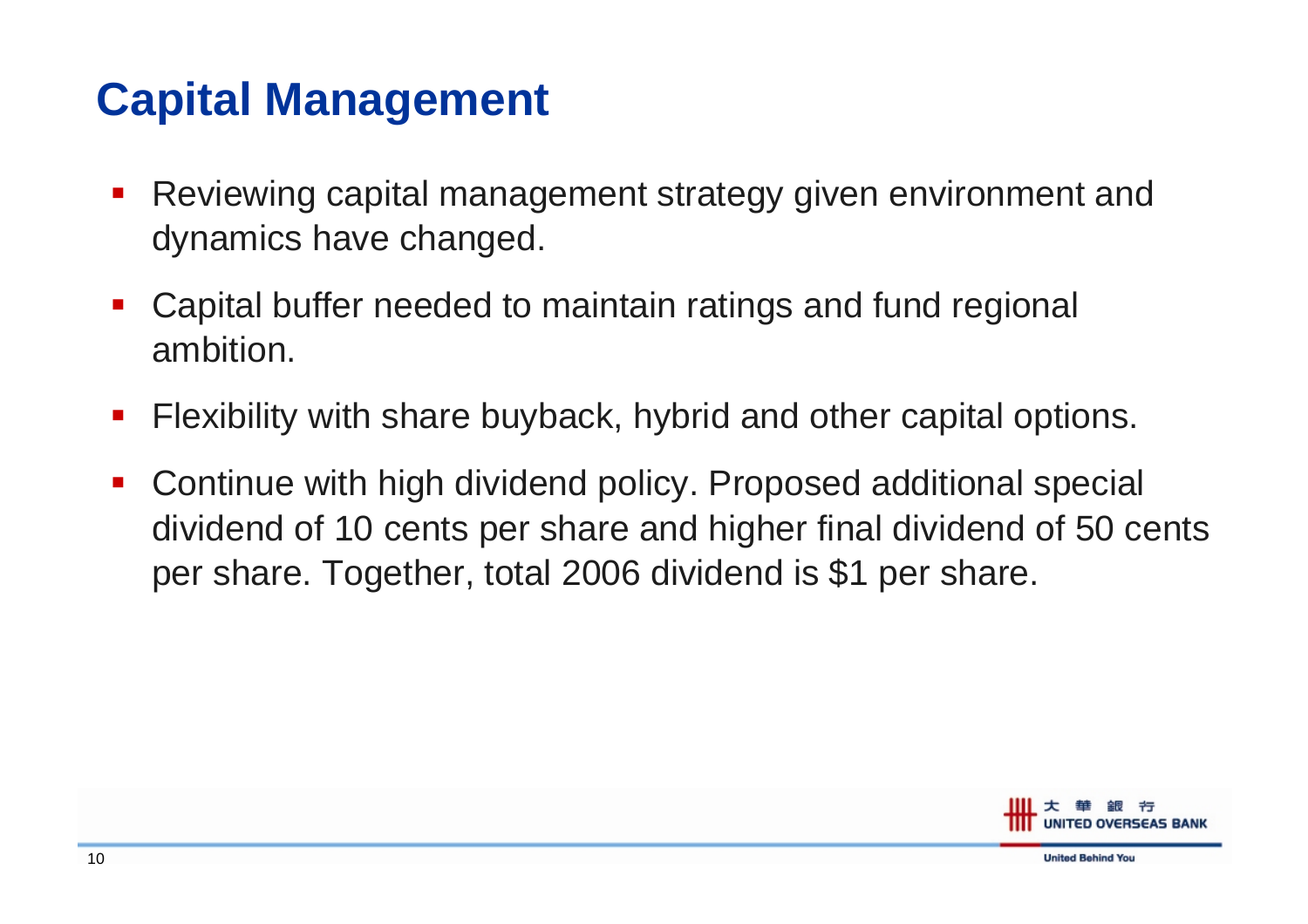# Capital Management

- Reviewing capital management strategy given environment and dynamics have changed.
- Capital buffer needed to maintain ratings and fund regional ambition.
- Flexibility with share buyback, hybrid and other capital options.
- Continue with high dividend policy. Proposed additional special dividend of 10 cents per share and higher final dividend of 50 cents per share. Together, total 2006 dividend is $1 per share.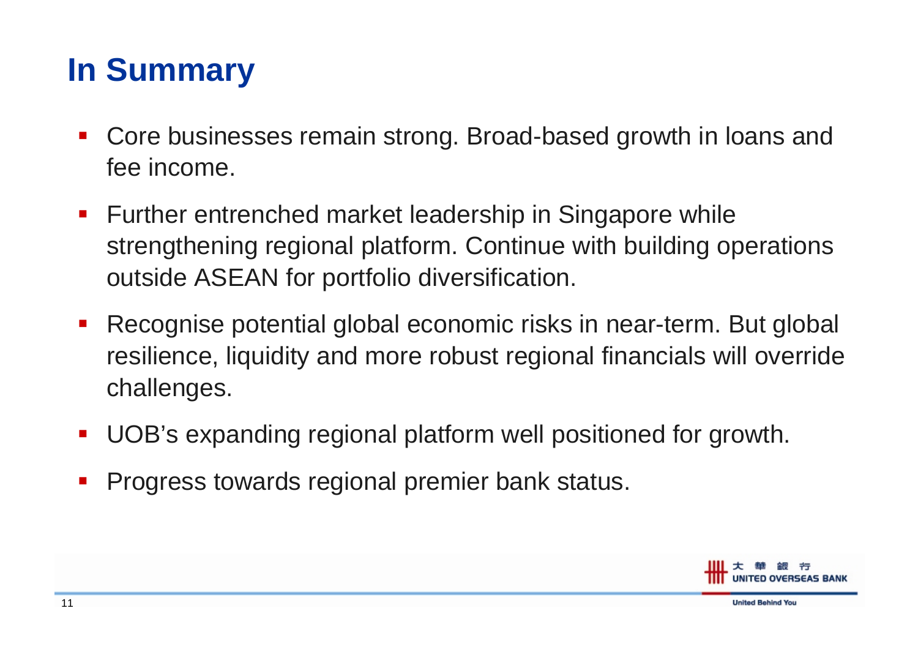# In Summary

- Core businesses remain strong. Broad-based growth in loans and fee income.
- Further entrenched market leadership in Singapore while strengthening regional platform. Continue with building operations outside ASEAN for portfolio diversification.
- Recognise potential global economic risks in near-term. But global resilience, liquidity and more robust regional financials will override challenges.
- UOB's expanding regional platform well positioned for growth.
- Progress towards regional premier bank status.